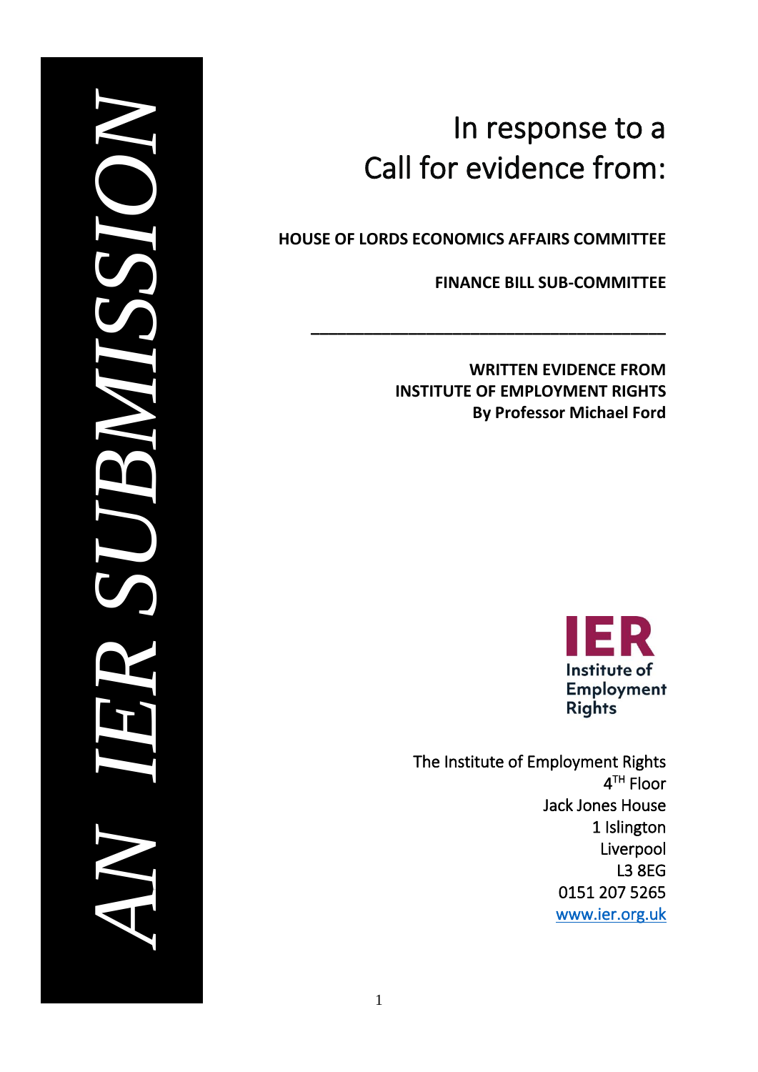*AN IER SUBMISSION*

# In response to a Call for evidence from:

**HOUSE OF LORDS ECONOMICS AFFAIRS COMMITTEE**

**FINANCE BILL SUB-COMMITTEE**

---

**WRITTEN EVIDENCE FROM**
**INSTITUTE OF EMPLOYMENT RIGHTS**
**By Professor Michael Ford**

IER
Institute of Employment Rights

The Institute of Employment Rights
4TH Floor
Jack Jones House
1 Islington
Liverpool
L3 8EG
0151 207 5265
www.ier.org.uk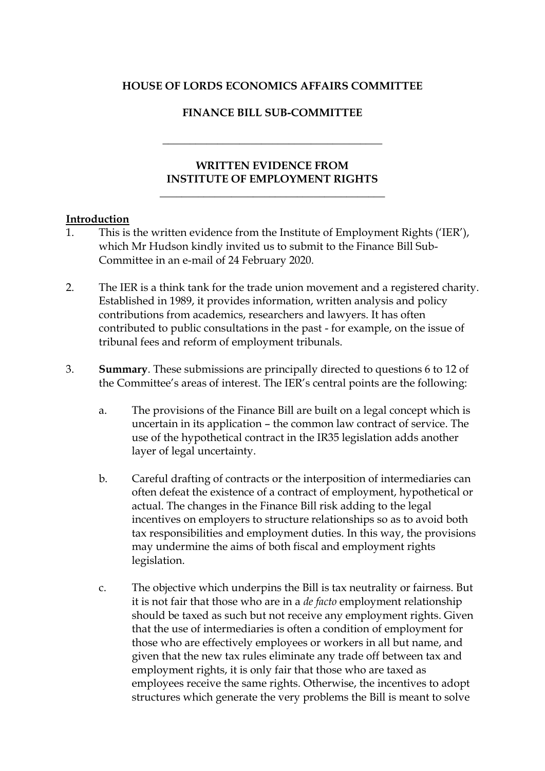**HOUSE OF LORDS ECONOMICS AFFAIRS COMMITTEE**

**FINANCE BILL SUB-COMMITTEE**

---

**WRITTEN EVIDENCE FROM INSTITUTE OF EMPLOYMENT RIGHTS**

---

**Introduction**

1. This is the written evidence from the Institute of Employment Rights ('IER'), which Mr Hudson kindly invited us to submit to the Finance Bill Sub-Committee in an e-mail of 24 February 2020.

2. The IER is a think tank for the trade union movement and a registered charity. Established in 1989, it provides information, written analysis and policy contributions from academics, researchers and lawyers. It has often contributed to public consultations in the past - for example, on the issue of tribunal fees and reform of employment tribunals.

3. **Summary**. These submissions are principally directed to questions 6 to 12 of the Committee's areas of interest. The IER's central points are the following:

   a. The provisions of the Finance Bill are built on a legal concept which is uncertain in its application – the common law contract of service. The use of the hypothetical contract in the IR35 legislation adds another layer of legal uncertainty.

   b. Careful drafting of contracts or the interposition of intermediaries can often defeat the existence of a contract of employment, hypothetical or actual. The changes in the Finance Bill risk adding to the legal incentives on employers to structure relationships so as to avoid both tax responsibilities and employment duties. In this way, the provisions may undermine the aims of both fiscal and employment rights legislation.

   c. The objective which underpins the Bill is tax neutrality or fairness. But it is not fair that those who are in a *de facto* employment relationship should be taxed as such but not receive any employment rights. Given that the use of intermediaries is often a condition of employment for those who are effectively employees or workers in all but name, and given that the new tax rules eliminate any trade off between tax and employment rights, it is only fair that those who are taxed as employees receive the same rights. Otherwise, the incentives to adopt structures which generate the very problems the Bill is meant to solve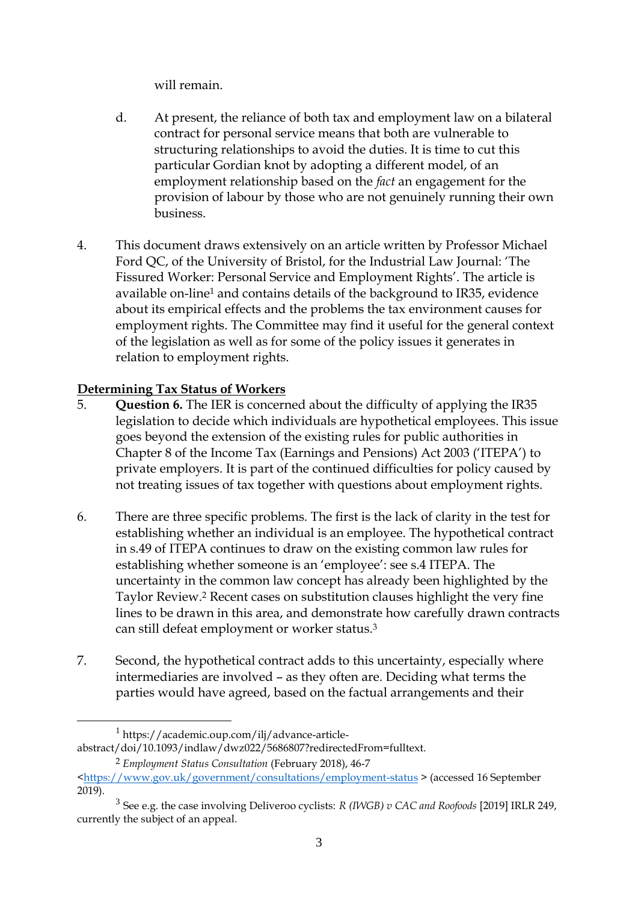will remain.

d. At present, the reliance of both tax and employment law on a bilateral contract for personal service means that both are vulnerable to structuring relationships to avoid the duties. It is time to cut this particular Gordian knot by adopting a different model, of an employment relationship based on the *fact* an engagement for the provision of labour by those who are not genuinely running their own business.

4. This document draws extensively on an article written by Professor Michael Ford QC, of the University of Bristol, for the Industrial Law Journal: 'The Fissured Worker: Personal Service and Employment Rights'. The article is available on-line[1] and contains details of the background to IR35, evidence about its empirical effects and the problems the tax environment causes for employment rights. The Committee may find it useful for the general context of the legislation as well as for some of the policy issues it generates in relation to employment rights.

**Determining Tax Status of Workers**

5. **Question 6.** The IER is concerned about the difficulty of applying the IR35 legislation to decide which individuals are hypothetical employees. This issue goes beyond the extension of the existing rules for public authorities in Chapter 8 of the Income Tax (Earnings and Pensions) Act 2003 ('ITEPA') to private employers. It is part of the continued difficulties for policy caused by not treating issues of tax together with questions about employment rights.

6. There are three specific problems. The first is the lack of clarity in the test for establishing whether an individual is an employee. The hypothetical contract in s.49 of ITEPA continues to draw on the existing common law rules for establishing whether someone is an 'employee': see s.4 ITEPA. The uncertainty in the common law concept has already been highlighted by the Taylor Review.[2] Recent cases on substitution clauses highlight the very fine lines to be drawn in this area, and demonstrate how carefully drawn contracts can still defeat employment or worker status.[3]

7. Second, the hypothetical contract adds to this uncertainty, especially where intermediaries are involved – as they often are. Deciding what terms the parties would have agreed, based on the factual arrangements and their

---

[1] https://academic.oup.com/ilj/advance-article-abstract/doi/10.1093/indlaw/dwz022/5686807?redirectedFrom=fulltext.

[2] *Employment Status Consultation* (February 2018), 46-7 <https://www.gov.uk/government/consultations/employment-status > (accessed 16 September 2019).

[3] See e.g. the case involving Deliveroo cyclists: *R (IWGB) v CAC and Roofoods* [2019] IRLR 249, currently the subject of an appeal.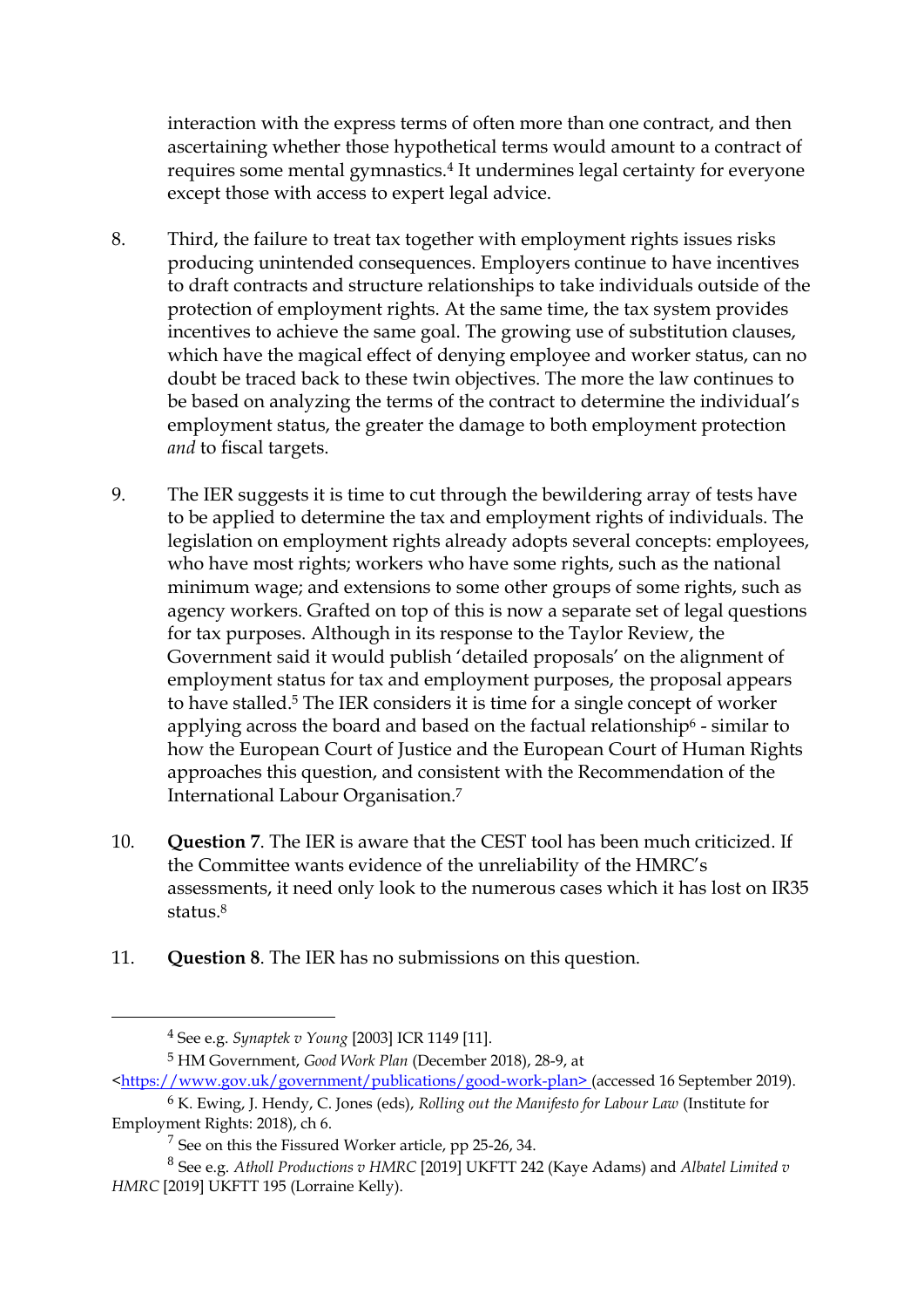interaction with the express terms of often more than one contract, and then ascertaining whether those hypothetical terms would amount to a contract of requires some mental gymnastics.[4] It undermines legal certainty for everyone except those with access to expert legal advice.

8. Third, the failure to treat tax together with employment rights issues risks producing unintended consequences. Employers continue to have incentives to draft contracts and structure relationships to take individuals outside of the protection of employment rights. At the same time, the tax system provides incentives to achieve the same goal. The growing use of substitution clauses, which have the magical effect of denying employee and worker status, can no doubt be traced back to these twin objectives. The more the law continues to be based on analyzing the terms of the contract to determine the individual's employment status, the greater the damage to both employment protection *and* to fiscal targets.

9. The IER suggests it is time to cut through the bewildering array of tests have to be applied to determine the tax and employment rights of individuals. The legislation on employment rights already adopts several concepts: employees, who have most rights; workers who have some rights, such as the national minimum wage; and extensions to some other groups of some rights, such as agency workers. Grafted on top of this is now a separate set of legal questions for tax purposes. Although in its response to the Taylor Review, the Government said it would publish 'detailed proposals' on the alignment of employment status for tax and employment purposes, the proposal appears to have stalled.[5] The IER considers it is time for a single concept of worker applying across the board and based on the factual relationship[6] - similar to how the European Court of Justice and the European Court of Human Rights approaches this question, and consistent with the Recommendation of the International Labour Organisation.[7]

10. **Question 7**. The IER is aware that the CEST tool has been much criticized. If the Committee wants evidence of the unreliability of the HMRC's assessments, it need only look to the numerous cases which it has lost on IR35 status.[8]

11. **Question 8**. The IER has no submissions on this question.

---

[4] See e.g. *Synaptek v Young* [2003] ICR 1149 [11].

[5] HM Government, *Good Work Plan* (December 2018), 28-9, at <https://www.gov.uk/government/publications/good-work-plan> (accessed 16 September 2019).

[6] K. Ewing, J. Hendy, C. Jones (eds), *Rolling out the Manifesto for Labour Law* (Institute for Employment Rights: 2018), ch 6.

[7] See on this the Fissured Worker article, pp 25-26, 34.

[8] See e.g. *Atholl Productions v HMRC* [2019] UKFTT 242 (Kaye Adams) and *Albatel Limited v HMRC* [2019] UKFTT 195 (Lorraine Kelly).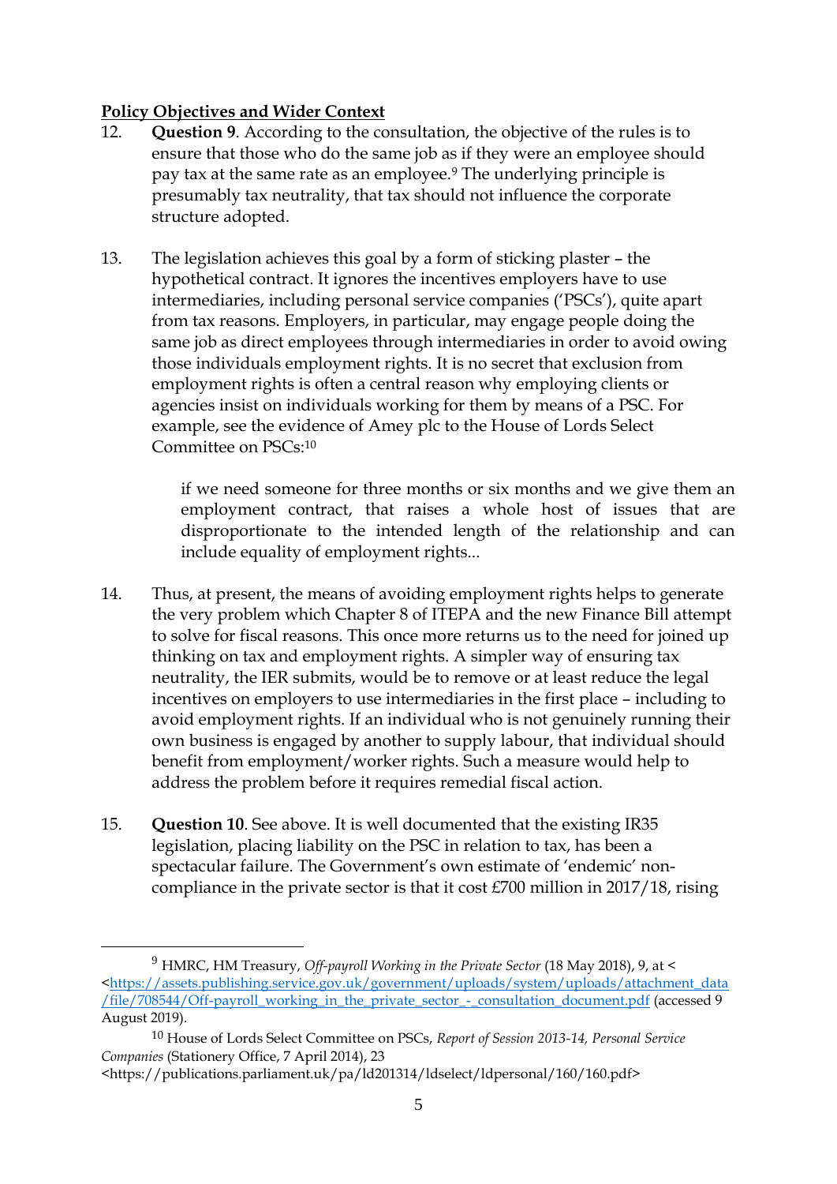**Policy Objectives and Wider Context**

12. **Question 9**. According to the consultation, the objective of the rules is to ensure that those who do the same job as if they were an employee should pay tax at the same rate as an employee.[9] The underlying principle is presumably tax neutrality, that tax should not influence the corporate structure adopted.

13. The legislation achieves this goal by a form of sticking plaster – the hypothetical contract. It ignores the incentives employers have to use intermediaries, including personal service companies ('PSCs'), quite apart from tax reasons. Employers, in particular, may engage people doing the same job as direct employees through intermediaries in order to avoid owing those individuals employment rights. It is no secret that exclusion from employment rights is often a central reason why employing clients or agencies insist on individuals working for them by means of a PSC. For example, see the evidence of Amey plc to the House of Lords Select Committee on PSCs:[10]

> if we need someone for three months or six months and we give them an employment contract, that raises a whole host of issues that are disproportionate to the intended length of the relationship and can include equality of employment rights...

14. Thus, at present, the means of avoiding employment rights helps to generate the very problem which Chapter 8 of ITEPA and the new Finance Bill attempt to solve for fiscal reasons. This once more returns us to the need for joined up thinking on tax and employment rights. A simpler way of ensuring tax neutrality, the IER submits, would be to remove or at least reduce the legal incentives on employers to use intermediaries in the first place – including to avoid employment rights. If an individual who is not genuinely running their own business is engaged by another to supply labour, that individual should benefit from employment/worker rights. Such a measure would help to address the problem before it requires remedial fiscal action.

15. **Question 10**. See above. It is well documented that the existing IR35 legislation, placing liability on the PSC in relation to tax, has been a spectacular failure. The Government's own estimate of 'endemic' non-compliance in the private sector is that it cost £700 million in 2017/18, rising

---

[9] HMRC, HM Treasury, *Off-payroll Working in the Private Sector* (18 May 2018), 9, at <https://assets.publishing.service.gov.uk/government/uploads/system/uploads/attachment_data/file/708544/Off-payroll_working_in_the_private_sector_-_consultation_document.pdf> (accessed 9 August 2019).

[10] House of Lords Select Committee on PSCs, *Report of Session 2013-14, Personal Service Companies* (Stationery Office, 7 April 2014), 23 <https://publications.parliament.uk/pa/ld201314/ldselect/ldpersonal/160/160.pdf>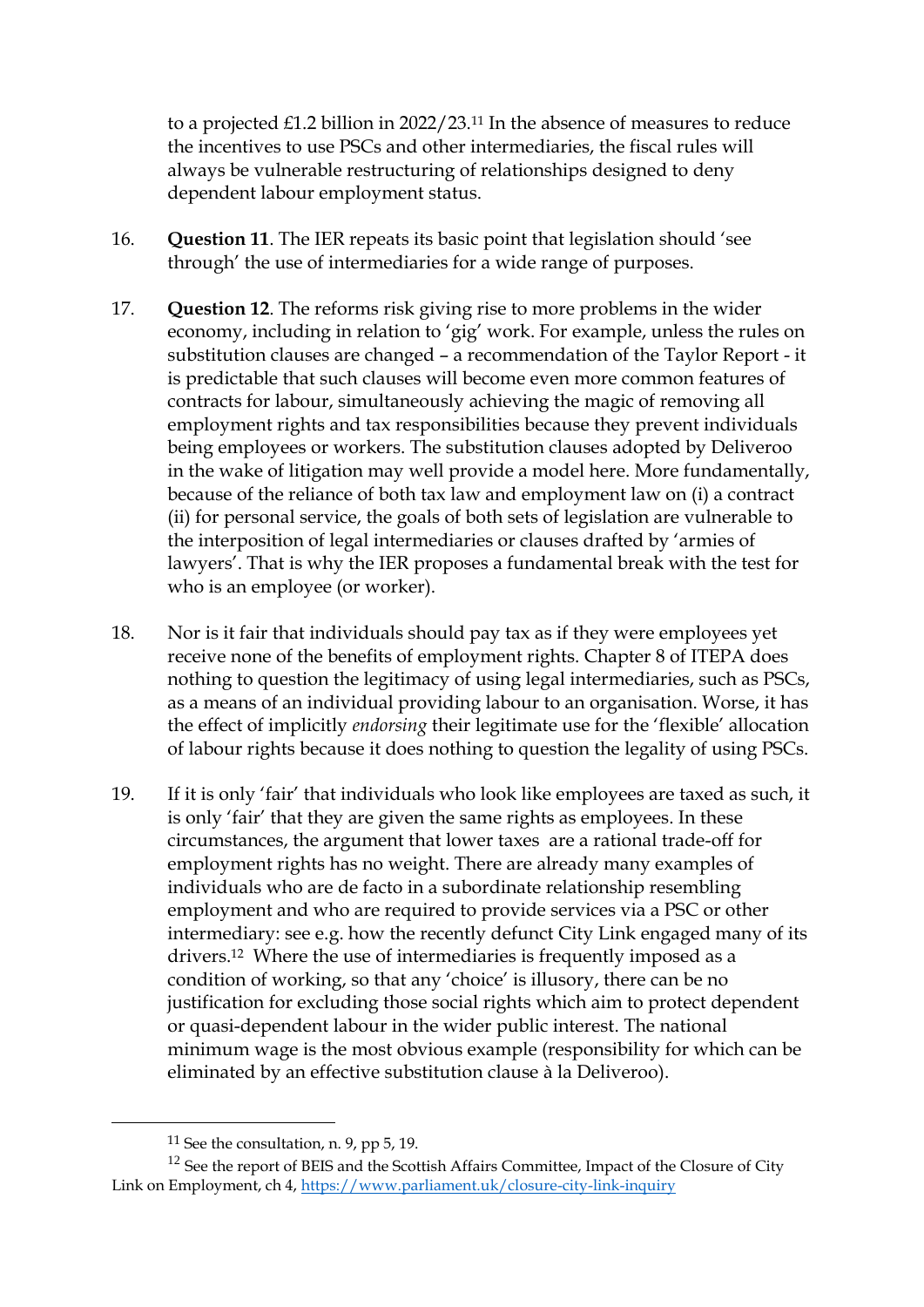to a projected £1.2 billion in 2022/23.[11] In the absence of measures to reduce the incentives to use PSCs and other intermediaries, the fiscal rules will always be vulnerable restructuring of relationships designed to deny dependent labour employment status.

16. **Question 11**. The IER repeats its basic point that legislation should 'see through' the use of intermediaries for a wide range of purposes.

17. **Question 12**. The reforms risk giving rise to more problems in the wider economy, including in relation to 'gig' work. For example, unless the rules on substitution clauses are changed – a recommendation of the Taylor Report - it is predictable that such clauses will become even more common features of contracts for labour, simultaneously achieving the magic of removing all employment rights and tax responsibilities because they prevent individuals being employees or workers. The substitution clauses adopted by Deliveroo in the wake of litigation may well provide a model here. More fundamentally, because of the reliance of both tax law and employment law on (i) a contract (ii) for personal service, the goals of both sets of legislation are vulnerable to the interposition of legal intermediaries or clauses drafted by 'armies of lawyers'. That is why the IER proposes a fundamental break with the test for who is an employee (or worker).

18. Nor is it fair that individuals should pay tax as if they were employees yet receive none of the benefits of employment rights. Chapter 8 of ITEPA does nothing to question the legitimacy of using legal intermediaries, such as PSCs, as a means of an individual providing labour to an organisation. Worse, it has the effect of implicitly *endorsing* their legitimate use for the 'flexible' allocation of labour rights because it does nothing to question the legality of using PSCs.

19. If it is only 'fair' that individuals who look like employees are taxed as such, it is only 'fair' that they are given the same rights as employees. In these circumstances, the argument that lower taxes are a rational trade-off for employment rights has no weight. There are already many examples of individuals who are de facto in a subordinate relationship resembling employment and who are required to provide services via a PSC or other intermediary: see e.g. how the recently defunct City Link engaged many of its drivers.[12] Where the use of intermediaries is frequently imposed as a condition of working, so that any 'choice' is illusory, there can be no justification for excluding those social rights which aim to protect dependent or quasi-dependent labour in the wider public interest. The national minimum wage is the most obvious example (responsibility for which can be eliminated by an effective substitution clause à la Deliveroo).

---

[11] See the consultation, n. 9, pp 5, 19.

[12] See the report of BEIS and the Scottish Affairs Committee, Impact of the Closure of City Link on Employment, ch 4, https://www.parliament.uk/closure-city-link-inquiry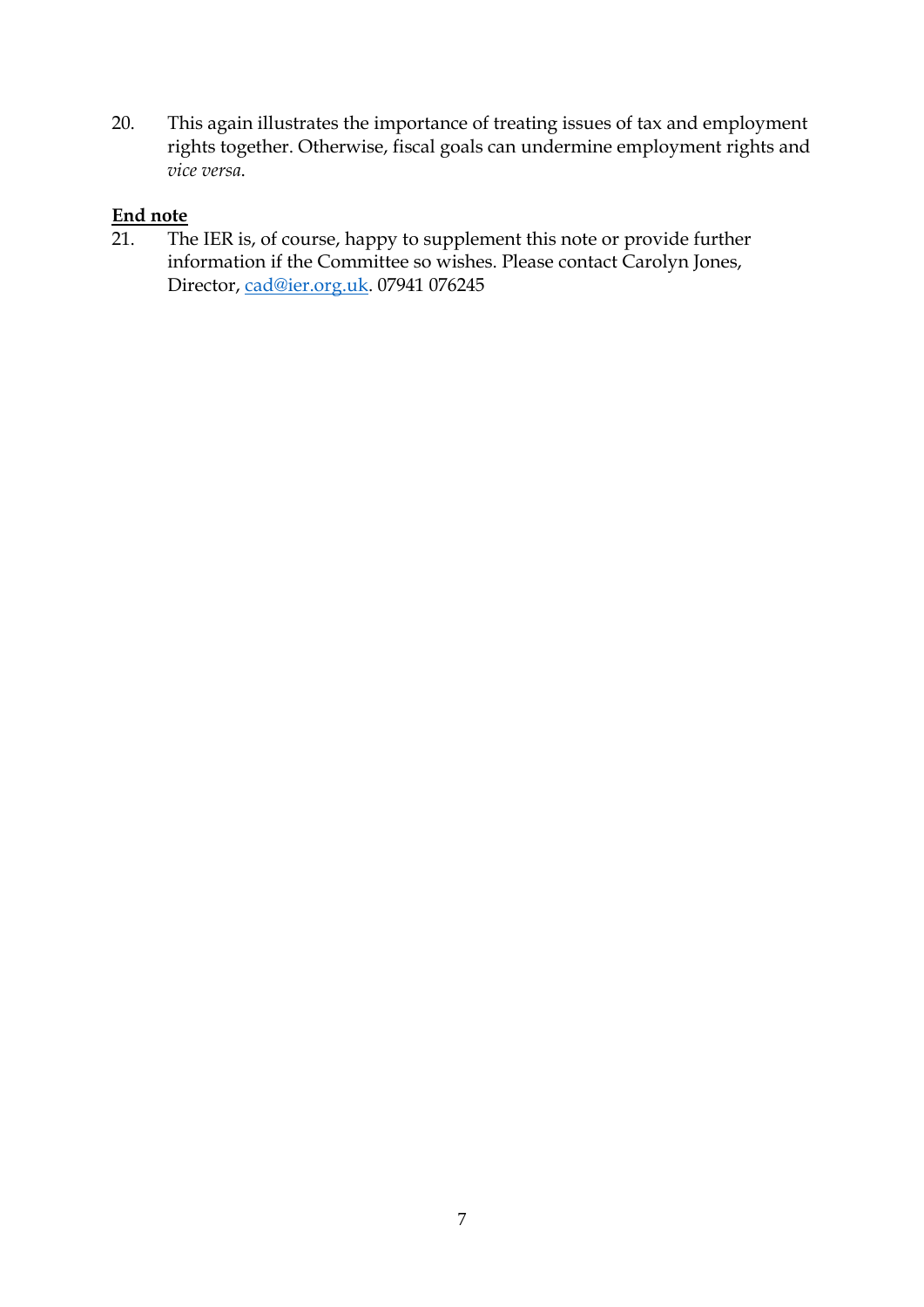20. This again illustrates the importance of treating issues of tax and employment rights together. Otherwise, fiscal goals can undermine employment rights and *vice versa*.

**End note**

21. The IER is, of course, happy to supplement this note or provide further information if the Committee so wishes. Please contact Carolyn Jones, Director, cad@ier.org.uk. 07941 076245